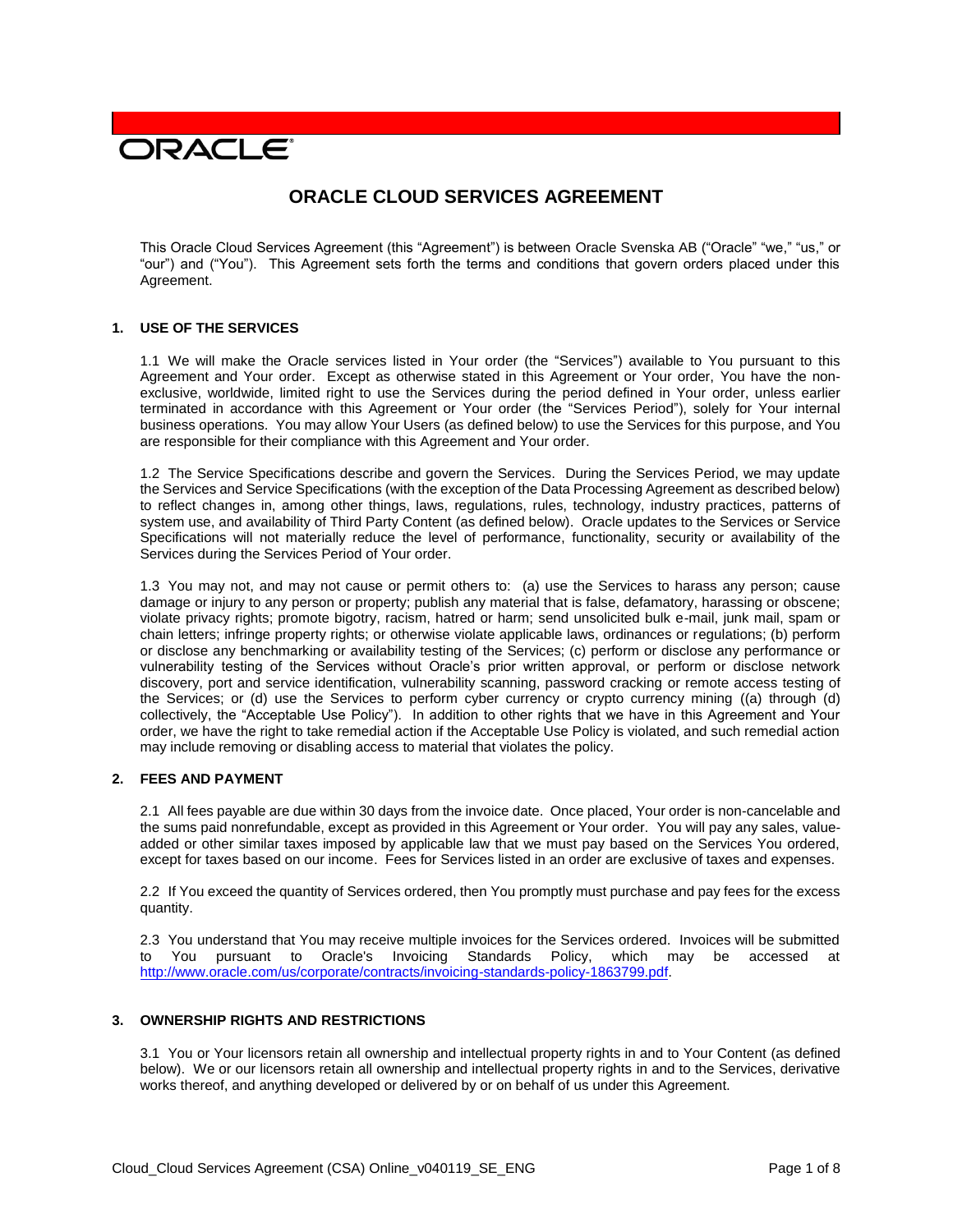ORACLE

# ORACLE CLOUD SERVICES AGREEMENT

This Oracle Cloud Services Agreement (this "Agreement") is between Oracle Svenska AB ("Oracle" "we," "us," or "our") and ("You"). This Agreement sets forth the terms and conditions that govern orders placed under this Agreement.

## 1. USE OF THE SERVICES

1.1 We will make the Oracle services listed in Your order (the "Services") available to You pursuant to this Agreement and Your order. Except as otherwise stated in this Agreement or Your order, You have the non-exclusive, worldwide, limited right to use the Services during the period defined in Your order, unless earlier terminated in accordance with this Agreement or Your order (the "Services Period"), solely for Your internal business operations. You may allow Your Users (as defined below) to use the Services for this purpose, and You are responsible for their compliance with this Agreement and Your order.

1.2 The Service Specifications describe and govern the Services. During the Services Period, we may update the Services and Service Specifications (with the exception of the Data Processing Agreement as described below) to reflect changes in, among other things, laws, regulations, rules, technology, industry practices, patterns of system use, and availability of Third Party Content (as defined below). Oracle updates to the Services or Service Specifications will not materially reduce the level of performance, functionality, security or availability of the Services during the Services Period of Your order.

1.3 You may not, and may not cause or permit others to: (a) use the Services to harass any person; cause damage or injury to any person or property; publish any material that is false, defamatory, harassing or obscene; violate privacy rights; promote bigotry, racism, hatred or harm; send unsolicited bulk e-mail, junk mail, spam or chain letters; infringe property rights; or otherwise violate applicable laws, ordinances or regulations; (b) perform or disclose any benchmarking or availability testing of the Services; (c) perform or disclose any performance or vulnerability testing of the Services without Oracle's prior written approval, or perform or disclose network discovery, port and service identification, vulnerability scanning, password cracking or remote access testing of the Services; or (d) use the Services to perform cyber currency or crypto currency mining ((a) through (d) collectively, the "Acceptable Use Policy"). In addition to other rights that we have in this Agreement and Your order, we have the right to take remedial action if the Acceptable Use Policy is violated, and such remedial action may include removing or disabling access to material that violates the policy.

## 2. FEES AND PAYMENT

2.1 All fees payable are due within 30 days from the invoice date. Once placed, Your order is non-cancelable and the sums paid nonrefundable, except as provided in this Agreement or Your order. You will pay any sales, value-added or other similar taxes imposed by applicable law that we must pay based on the Services You ordered, except for taxes based on our income. Fees for Services listed in an order are exclusive of taxes and expenses.

2.2 If You exceed the quantity of Services ordered, then You promptly must purchase and pay fees for the excess quantity.

2.3 You understand that You may receive multiple invoices for the Services ordered. Invoices will be submitted to You pursuant to Oracle's Invoicing Standards Policy, which may be accessed at http://www.oracle.com/us/corporate/contracts/invoicing-standards-policy-1863799.pdf.

## 3. OWNERSHIP RIGHTS AND RESTRICTIONS

3.1 You or Your licensors retain all ownership and intellectual property rights in and to Your Content (as defined below). We or our licensors retain all ownership and intellectual property rights in and to the Services, derivative works thereof, and anything developed or delivered by or on behalf of us under this Agreement.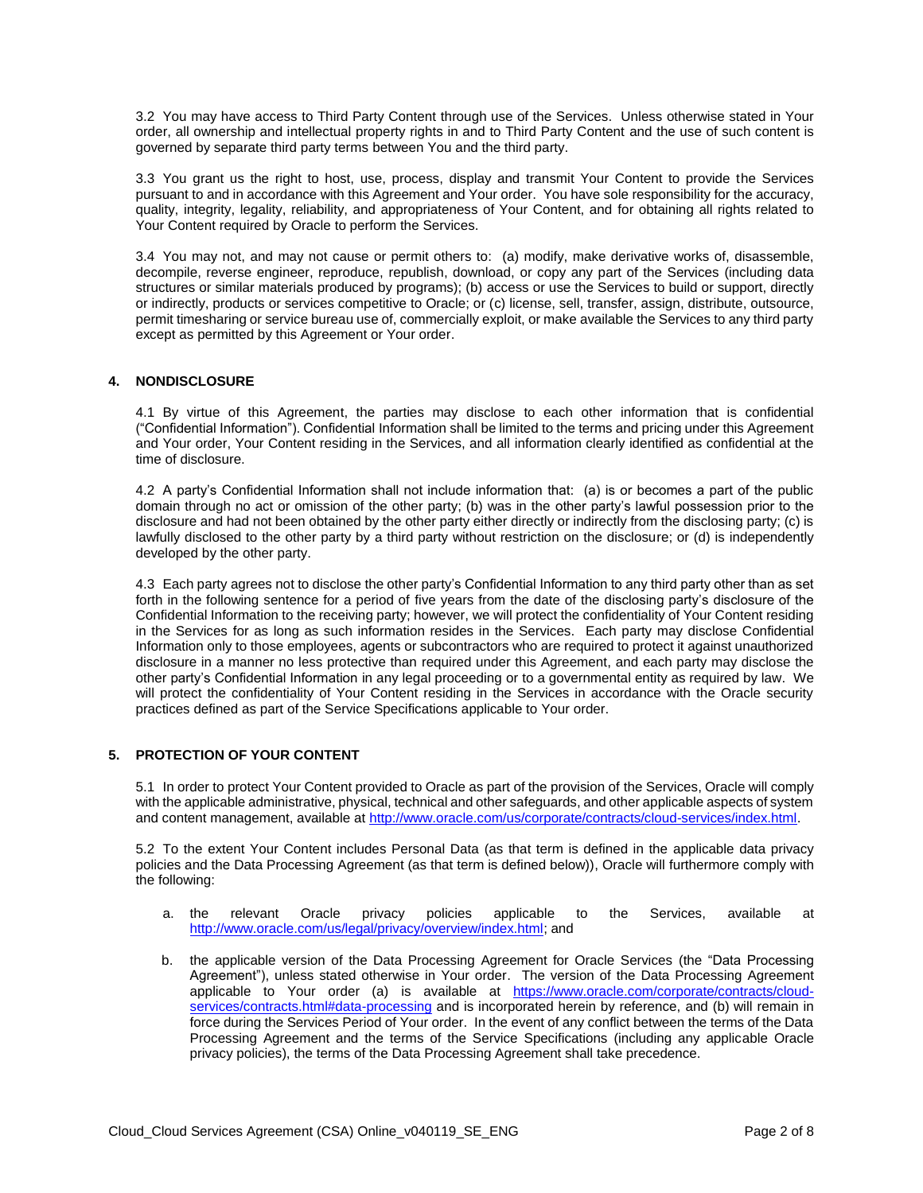3.2 You may have access to Third Party Content through use of the Services. Unless otherwise stated in Your order, all ownership and intellectual property rights in and to Third Party Content and the use of such content is governed by separate third party terms between You and the third party.

3.3 You grant us the right to host, use, process, display and transmit Your Content to provide the Services pursuant to and in accordance with this Agreement and Your order. You have sole responsibility for the accuracy, quality, integrity, legality, reliability, and appropriateness of Your Content, and for obtaining all rights related to Your Content required by Oracle to perform the Services.

3.4 You may not, and may not cause or permit others to: (a) modify, make derivative works of, disassemble, decompile, reverse engineer, reproduce, republish, download, or copy any part of the Services (including data structures or similar materials produced by programs); (b) access or use the Services to build or support, directly or indirectly, products or services competitive to Oracle; or (c) license, sell, transfer, assign, distribute, outsource, permit timesharing or service bureau use of, commercially exploit, or make available the Services to any third party except as permitted by this Agreement or Your order.

## 4. NONDISCLOSURE

4.1 By virtue of this Agreement, the parties may disclose to each other information that is confidential ("Confidential Information"). Confidential Information shall be limited to the terms and pricing under this Agreement and Your order, Your Content residing in the Services, and all information clearly identified as confidential at the time of disclosure.

4.2 A party's Confidential Information shall not include information that: (a) is or becomes a part of the public domain through no act or omission of the other party; (b) was in the other party's lawful possession prior to the disclosure and had not been obtained by the other party either directly or indirectly from the disclosing party; (c) is lawfully disclosed to the other party by a third party without restriction on the disclosure; or (d) is independently developed by the other party.

4.3 Each party agrees not to disclose the other party's Confidential Information to any third party other than as set forth in the following sentence for a period of five years from the date of the disclosing party's disclosure of the Confidential Information to the receiving party; however, we will protect the confidentiality of Your Content residing in the Services for as long as such information resides in the Services. Each party may disclose Confidential Information only to those employees, agents or subcontractors who are required to protect it against unauthorized disclosure in a manner no less protective than required under this Agreement, and each party may disclose the other party's Confidential Information in any legal proceeding or to a governmental entity as required by law. We will protect the confidentiality of Your Content residing in the Services in accordance with the Oracle security practices defined as part of the Service Specifications applicable to Your order.

## 5. PROTECTION OF YOUR CONTENT

5.1 In order to protect Your Content provided to Oracle as part of the provision of the Services, Oracle will comply with the applicable administrative, physical, technical and other safeguards, and other applicable aspects of system and content management, available at http://www.oracle.com/us/corporate/contracts/cloud-services/index.html.

5.2 To the extent Your Content includes Personal Data (as that term is defined in the applicable data privacy policies and the Data Processing Agreement (as that term is defined below)), Oracle will furthermore comply with the following:

a. the relevant Oracle privacy policies applicable to the Services, available at http://www.oracle.com/us/legal/privacy/overview/index.html; and

b. the applicable version of the Data Processing Agreement for Oracle Services (the "Data Processing Agreement"), unless stated otherwise in Your order. The version of the Data Processing Agreement applicable to Your order (a) is available at https://www.oracle.com/corporate/contracts/cloud-services/contracts.html#data-processing and is incorporated herein by reference, and (b) will remain in force during the Services Period of Your order. In the event of any conflict between the terms of the Data Processing Agreement and the terms of the Service Specifications (including any applicable Oracle privacy policies), the terms of the Data Processing Agreement shall take precedence.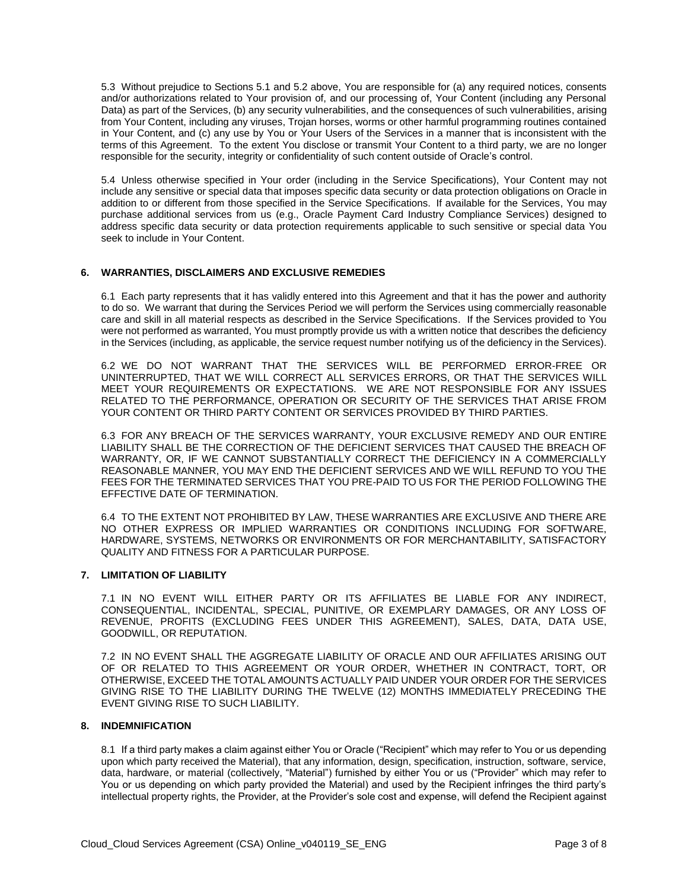5.3 Without prejudice to Sections 5.1 and 5.2 above, You are responsible for (a) any required notices, consents and/or authorizations related to Your provision of, and our processing of, Your Content (including any Personal Data) as part of the Services, (b) any security vulnerabilities, and the consequences of such vulnerabilities, arising from Your Content, including any viruses, Trojan horses, worms or other harmful programming routines contained in Your Content, and (c) any use by You or Your Users of the Services in a manner that is inconsistent with the terms of this Agreement. To the extent You disclose or transmit Your Content to a third party, we are no longer responsible for the security, integrity or confidentiality of such content outside of Oracle's control.

5.4 Unless otherwise specified in Your order (including in the Service Specifications), Your Content may not include any sensitive or special data that imposes specific data security or data protection obligations on Oracle in addition to or different from those specified in the Service Specifications. If available for the Services, You may purchase additional services from us (e.g., Oracle Payment Card Industry Compliance Services) designed to address specific data security or data protection requirements applicable to such sensitive or special data You seek to include in Your Content.

## 6. WARRANTIES, DISCLAIMERS AND EXCLUSIVE REMEDIES

6.1 Each party represents that it has validly entered into this Agreement and that it has the power and authority to do so. We warrant that during the Services Period we will perform the Services using commercially reasonable care and skill in all material respects as described in the Service Specifications. If the Services provided to You were not performed as warranted, You must promptly provide us with a written notice that describes the deficiency in the Services (including, as applicable, the service request number notifying us of the deficiency in the Services).

6.2 WE DO NOT WARRANT THAT THE SERVICES WILL BE PERFORMED ERROR-FREE OR UNINTERRUPTED, THAT WE WILL CORRECT ALL SERVICES ERRORS, OR THAT THE SERVICES WILL MEET YOUR REQUIREMENTS OR EXPECTATIONS. WE ARE NOT RESPONSIBLE FOR ANY ISSUES RELATED TO THE PERFORMANCE, OPERATION OR SECURITY OF THE SERVICES THAT ARISE FROM YOUR CONTENT OR THIRD PARTY CONTENT OR SERVICES PROVIDED BY THIRD PARTIES.

6.3 FOR ANY BREACH OF THE SERVICES WARRANTY, YOUR EXCLUSIVE REMEDY AND OUR ENTIRE LIABILITY SHALL BE THE CORRECTION OF THE DEFICIENT SERVICES THAT CAUSED THE BREACH OF WARRANTY, OR, IF WE CANNOT SUBSTANTIALLY CORRECT THE DEFICIENCY IN A COMMERCIALLY REASONABLE MANNER, YOU MAY END THE DEFICIENT SERVICES AND WE WILL REFUND TO YOU THE FEES FOR THE TERMINATED SERVICES THAT YOU PRE-PAID TO US FOR THE PERIOD FOLLOWING THE EFFECTIVE DATE OF TERMINATION.

6.4 TO THE EXTENT NOT PROHIBITED BY LAW, THESE WARRANTIES ARE EXCLUSIVE AND THERE ARE NO OTHER EXPRESS OR IMPLIED WARRANTIES OR CONDITIONS INCLUDING FOR SOFTWARE, HARDWARE, SYSTEMS, NETWORKS OR ENVIRONMENTS OR FOR MERCHANTABILITY, SATISFACTORY QUALITY AND FITNESS FOR A PARTICULAR PURPOSE.

## 7. LIMITATION OF LIABILITY

7.1 IN NO EVENT WILL EITHER PARTY OR ITS AFFILIATES BE LIABLE FOR ANY INDIRECT, CONSEQUENTIAL, INCIDENTAL, SPECIAL, PUNITIVE, OR EXEMPLARY DAMAGES, OR ANY LOSS OF REVENUE, PROFITS (EXCLUDING FEES UNDER THIS AGREEMENT), SALES, DATA, DATA USE, GOODWILL, OR REPUTATION.

7.2 IN NO EVENT SHALL THE AGGREGATE LIABILITY OF ORACLE AND OUR AFFILIATES ARISING OUT OF OR RELATED TO THIS AGREEMENT OR YOUR ORDER, WHETHER IN CONTRACT, TORT, OR OTHERWISE, EXCEED THE TOTAL AMOUNTS ACTUALLY PAID UNDER YOUR ORDER FOR THE SERVICES GIVING RISE TO THE LIABILITY DURING THE TWELVE (12) MONTHS IMMEDIATELY PRECEDING THE EVENT GIVING RISE TO SUCH LIABILITY.

## 8. INDEMNIFICATION

8.1 If a third party makes a claim against either You or Oracle ("Recipient" which may refer to You or us depending upon which party received the Material), that any information, design, specification, instruction, software, service, data, hardware, or material (collectively, "Material") furnished by either You or us ("Provider" which may refer to You or us depending on which party provided the Material) and used by the Recipient infringes the third party's intellectual property rights, the Provider, at the Provider's sole cost and expense, will defend the Recipient against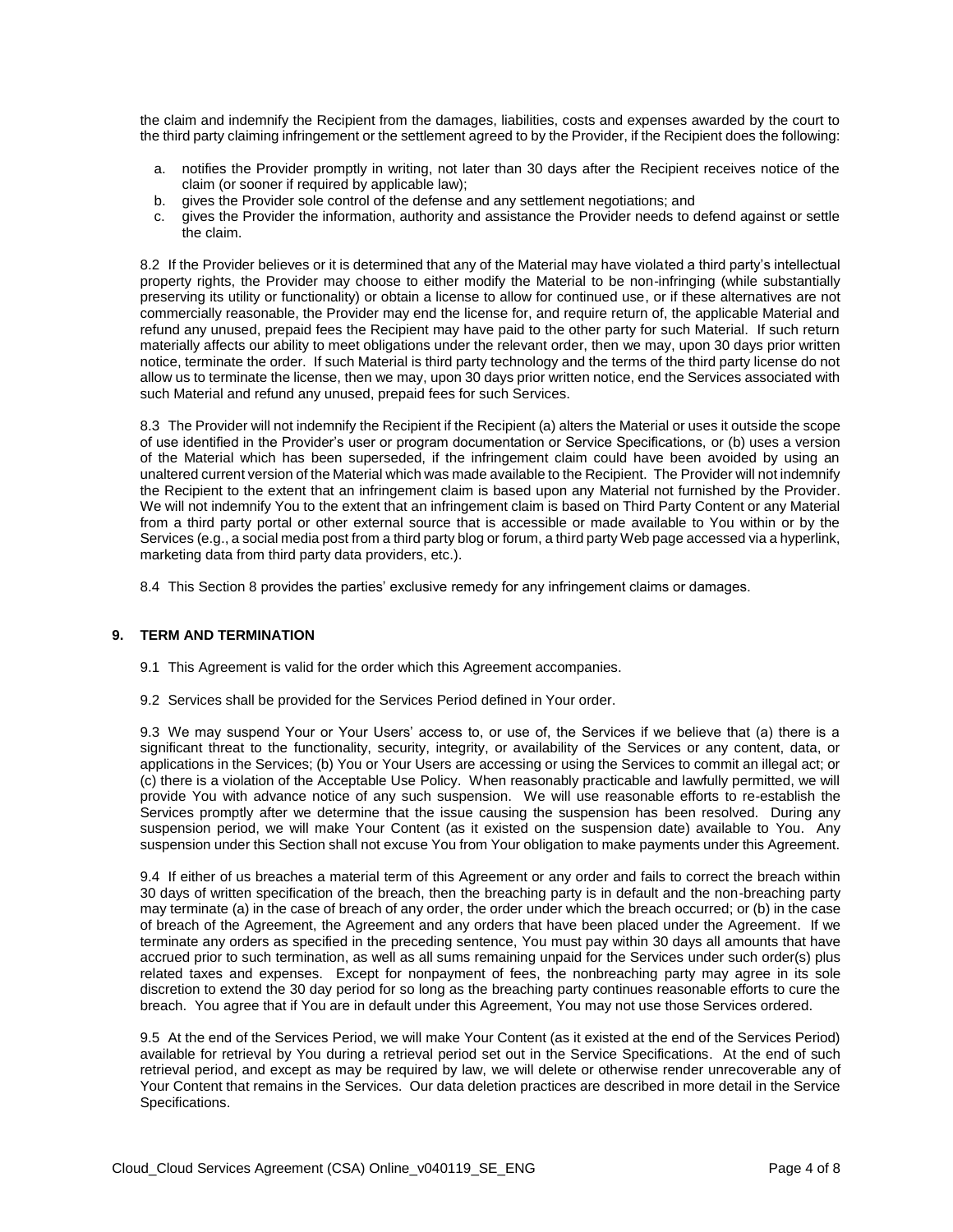the claim and indemnify the Recipient from the damages, liabilities, costs and expenses awarded by the court to the third party claiming infringement or the settlement agreed to by the Provider, if the Recipient does the following:

a. notifies the Provider promptly in writing, not later than 30 days after the Recipient receives notice of the claim (or sooner if required by applicable law);
b. gives the Provider sole control of the defense and any settlement negotiations; and
c. gives the Provider the information, authority and assistance the Provider needs to defend against or settle the claim.

8.2 If the Provider believes or it is determined that any of the Material may have violated a third party's intellectual property rights, the Provider may choose to either modify the Material to be non-infringing (while substantially preserving its utility or functionality) or obtain a license to allow for continued use, or if these alternatives are not commercially reasonable, the Provider may end the license for, and require return of, the applicable Material and refund any unused, prepaid fees the Recipient may have paid to the other party for such Material. If such return materially affects our ability to meet obligations under the relevant order, then we may, upon 30 days prior written notice, terminate the order. If such Material is third party technology and the terms of the third party license do not allow us to terminate the license, then we may, upon 30 days prior written notice, end the Services associated with such Material and refund any unused, prepaid fees for such Services.

8.3 The Provider will not indemnify the Recipient if the Recipient (a) alters the Material or uses it outside the scope of use identified in the Provider's user or program documentation or Service Specifications, or (b) uses a version of the Material which has been superseded, if the infringement claim could have been avoided by using an unaltered current version of the Material which was made available to the Recipient. The Provider will not indemnify the Recipient to the extent that an infringement claim is based upon any Material not furnished by the Provider. We will not indemnify You to the extent that an infringement claim is based on Third Party Content or any Material from a third party portal or other external source that is accessible or made available to You within or by the Services (e.g., a social media post from a third party blog or forum, a third party Web page accessed via a hyperlink, marketing data from third party data providers, etc.).

8.4 This Section 8 provides the parties' exclusive remedy for any infringement claims or damages.

## 9. TERM AND TERMINATION

9.1 This Agreement is valid for the order which this Agreement accompanies.

9.2 Services shall be provided for the Services Period defined in Your order.

9.3 We may suspend Your or Your Users' access to, or use of, the Services if we believe that (a) there is a significant threat to the functionality, security, integrity, or availability of the Services or any content, data, or applications in the Services; (b) You or Your Users are accessing or using the Services to commit an illegal act; or (c) there is a violation of the Acceptable Use Policy. When reasonably practicable and lawfully permitted, we will provide You with advance notice of any such suspension. We will use reasonable efforts to re-establish the Services promptly after we determine that the issue causing the suspension has been resolved. During any suspension period, we will make Your Content (as it existed on the suspension date) available to You. Any suspension under this Section shall not excuse You from Your obligation to make payments under this Agreement.

9.4 If either of us breaches a material term of this Agreement or any order and fails to correct the breach within 30 days of written specification of the breach, then the breaching party is in default and the non-breaching party may terminate (a) in the case of breach of any order, the order under which the breach occurred; or (b) in the case of breach of the Agreement, the Agreement and any orders that have been placed under the Agreement. If we terminate any orders as specified in the preceding sentence, You must pay within 30 days all amounts that have accrued prior to such termination, as well as all sums remaining unpaid for the Services under such order(s) plus related taxes and expenses. Except for nonpayment of fees, the nonbreaching party may agree in its sole discretion to extend the 30 day period for so long as the breaching party continues reasonable efforts to cure the breach. You agree that if You are in default under this Agreement, You may not use those Services ordered.

9.5 At the end of the Services Period, we will make Your Content (as it existed at the end of the Services Period) available for retrieval by You during a retrieval period set out in the Service Specifications. At the end of such retrieval period, and except as may be required by law, we will delete or otherwise render unrecoverable any of Your Content that remains in the Services. Our data deletion practices are described in more detail in the Service Specifications.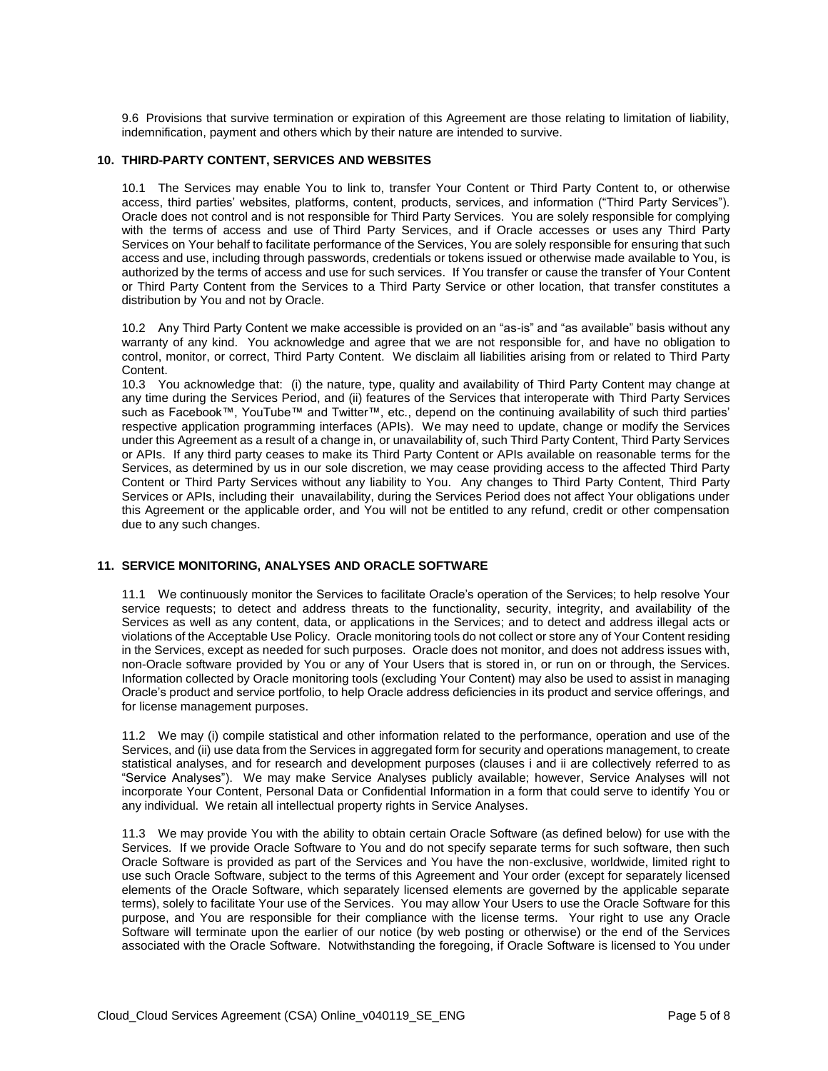9.6 Provisions that survive termination or expiration of this Agreement are those relating to limitation of liability, indemnification, payment and others which by their nature are intended to survive.

## 10. THIRD-PARTY CONTENT, SERVICES AND WEBSITES

10.1 The Services may enable You to link to, transfer Your Content or Third Party Content to, or otherwise access, third parties' websites, platforms, content, products, services, and information ("Third Party Services"). Oracle does not control and is not responsible for Third Party Services. You are solely responsible for complying with the terms of access and use of Third Party Services, and if Oracle accesses or uses any Third Party Services on Your behalf to facilitate performance of the Services, You are solely responsible for ensuring that such access and use, including through passwords, credentials or tokens issued or otherwise made available to You, is authorized by the terms of access and use for such services. If You transfer or cause the transfer of Your Content or Third Party Content from the Services to a Third Party Service or other location, that transfer constitutes a distribution by You and not by Oracle.

10.2 Any Third Party Content we make accessible is provided on an "as-is" and "as available" basis without any warranty of any kind. You acknowledge and agree that we are not responsible for, and have no obligation to control, monitor, or correct, Third Party Content. We disclaim all liabilities arising from or related to Third Party Content.

10.3 You acknowledge that: (i) the nature, type, quality and availability of Third Party Content may change at any time during the Services Period, and (ii) features of the Services that interoperate with Third Party Services such as Facebook™, YouTube™ and Twitter™, etc., depend on the continuing availability of such third parties' respective application programming interfaces (APIs). We may need to update, change or modify the Services under this Agreement as a result of a change in, or unavailability of, such Third Party Content, Third Party Services or APIs. If any third party ceases to make its Third Party Content or APIs available on reasonable terms for the Services, as determined by us in our sole discretion, we may cease providing access to the affected Third Party Content or Third Party Services without any liability to You. Any changes to Third Party Content, Third Party Services or APIs, including their unavailability, during the Services Period does not affect Your obligations under this Agreement or the applicable order, and You will not be entitled to any refund, credit or other compensation due to any such changes.

## 11. SERVICE MONITORING, ANALYSES AND ORACLE SOFTWARE

11.1 We continuously monitor the Services to facilitate Oracle's operation of the Services; to help resolve Your service requests; to detect and address threats to the functionality, security, integrity, and availability of the Services as well as any content, data, or applications in the Services; and to detect and address illegal acts or violations of the Acceptable Use Policy. Oracle monitoring tools do not collect or store any of Your Content residing in the Services, except as needed for such purposes. Oracle does not monitor, and does not address issues with, non-Oracle software provided by You or any of Your Users that is stored in, or run on or through, the Services. Information collected by Oracle monitoring tools (excluding Your Content) may also be used to assist in managing Oracle's product and service portfolio, to help Oracle address deficiencies in its product and service offerings, and for license management purposes.

11.2 We may (i) compile statistical and other information related to the performance, operation and use of the Services, and (ii) use data from the Services in aggregated form for security and operations management, to create statistical analyses, and for research and development purposes (clauses i and ii are collectively referred to as "Service Analyses"). We may make Service Analyses publicly available; however, Service Analyses will not incorporate Your Content, Personal Data or Confidential Information in a form that could serve to identify You or any individual. We retain all intellectual property rights in Service Analyses.

11.3 We may provide You with the ability to obtain certain Oracle Software (as defined below) for use with the Services. If we provide Oracle Software to You and do not specify separate terms for such software, then such Oracle Software is provided as part of the Services and You have the non-exclusive, worldwide, limited right to use such Oracle Software, subject to the terms of this Agreement and Your order (except for separately licensed elements of the Oracle Software, which separately licensed elements are governed by the applicable separate terms), solely to facilitate Your use of the Services. You may allow Your Users to use the Oracle Software for this purpose, and You are responsible for their compliance with the license terms. Your right to use any Oracle Software will terminate upon the earlier of our notice (by web posting or otherwise) or the end of the Services associated with the Oracle Software. Notwithstanding the foregoing, if Oracle Software is licensed to You under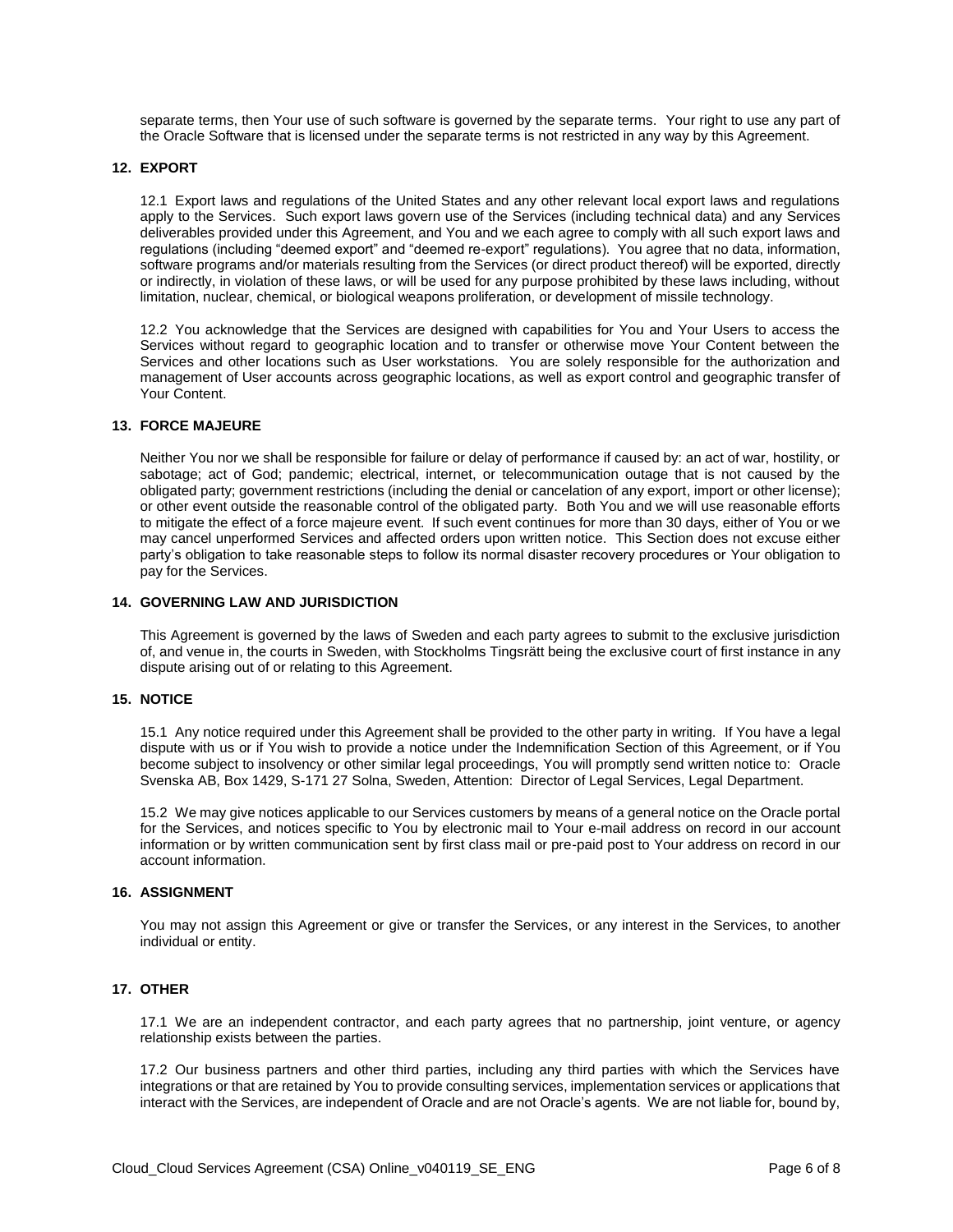separate terms, then Your use of such software is governed by the separate terms. Your right to use any part of the Oracle Software that is licensed under the separate terms is not restricted in any way by this Agreement.

## 12. EXPORT

12.1 Export laws and regulations of the United States and any other relevant local export laws and regulations apply to the Services. Such export laws govern use of the Services (including technical data) and any Services deliverables provided under this Agreement, and You and we each agree to comply with all such export laws and regulations (including "deemed export" and "deemed re-export" regulations). You agree that no data, information, software programs and/or materials resulting from the Services (or direct product thereof) will be exported, directly or indirectly, in violation of these laws, or will be used for any purpose prohibited by these laws including, without limitation, nuclear, chemical, or biological weapons proliferation, or development of missile technology.

12.2 You acknowledge that the Services are designed with capabilities for You and Your Users to access the Services without regard to geographic location and to transfer or otherwise move Your Content between the Services and other locations such as User workstations. You are solely responsible for the authorization and management of User accounts across geographic locations, as well as export control and geographic transfer of Your Content.

## 13. FORCE MAJEURE

Neither You nor we shall be responsible for failure or delay of performance if caused by: an act of war, hostility, or sabotage; act of God; pandemic; electrical, internet, or telecommunication outage that is not caused by the obligated party; government restrictions (including the denial or cancelation of any export, import or other license); or other event outside the reasonable control of the obligated party. Both You and we will use reasonable efforts to mitigate the effect of a force majeure event. If such event continues for more than 30 days, either of You or we may cancel unperformed Services and affected orders upon written notice. This Section does not excuse either party's obligation to take reasonable steps to follow its normal disaster recovery procedures or Your obligation to pay for the Services.

## 14. GOVERNING LAW AND JURISDICTION

This Agreement is governed by the laws of Sweden and each party agrees to submit to the exclusive jurisdiction of, and venue in, the courts in Sweden, with Stockholms Tingsrätt being the exclusive court of first instance in any dispute arising out of or relating to this Agreement.

## 15. NOTICE

15.1 Any notice required under this Agreement shall be provided to the other party in writing. If You have a legal dispute with us or if You wish to provide a notice under the Indemnification Section of this Agreement, or if You become subject to insolvency or other similar legal proceedings, You will promptly send written notice to: Oracle Svenska AB, Box 1429, S-171 27 Solna, Sweden, Attention: Director of Legal Services, Legal Department.

15.2 We may give notices applicable to our Services customers by means of a general notice on the Oracle portal for the Services, and notices specific to You by electronic mail to Your e-mail address on record in our account information or by written communication sent by first class mail or pre-paid post to Your address on record in our account information.

## 16. ASSIGNMENT

You may not assign this Agreement or give or transfer the Services, or any interest in the Services, to another individual or entity.

## 17. OTHER

17.1 We are an independent contractor, and each party agrees that no partnership, joint venture, or agency relationship exists between the parties.

17.2 Our business partners and other third parties, including any third parties with which the Services have integrations or that are retained by You to provide consulting services, implementation services or applications that interact with the Services, are independent of Oracle and are not Oracle's agents. We are not liable for, bound by,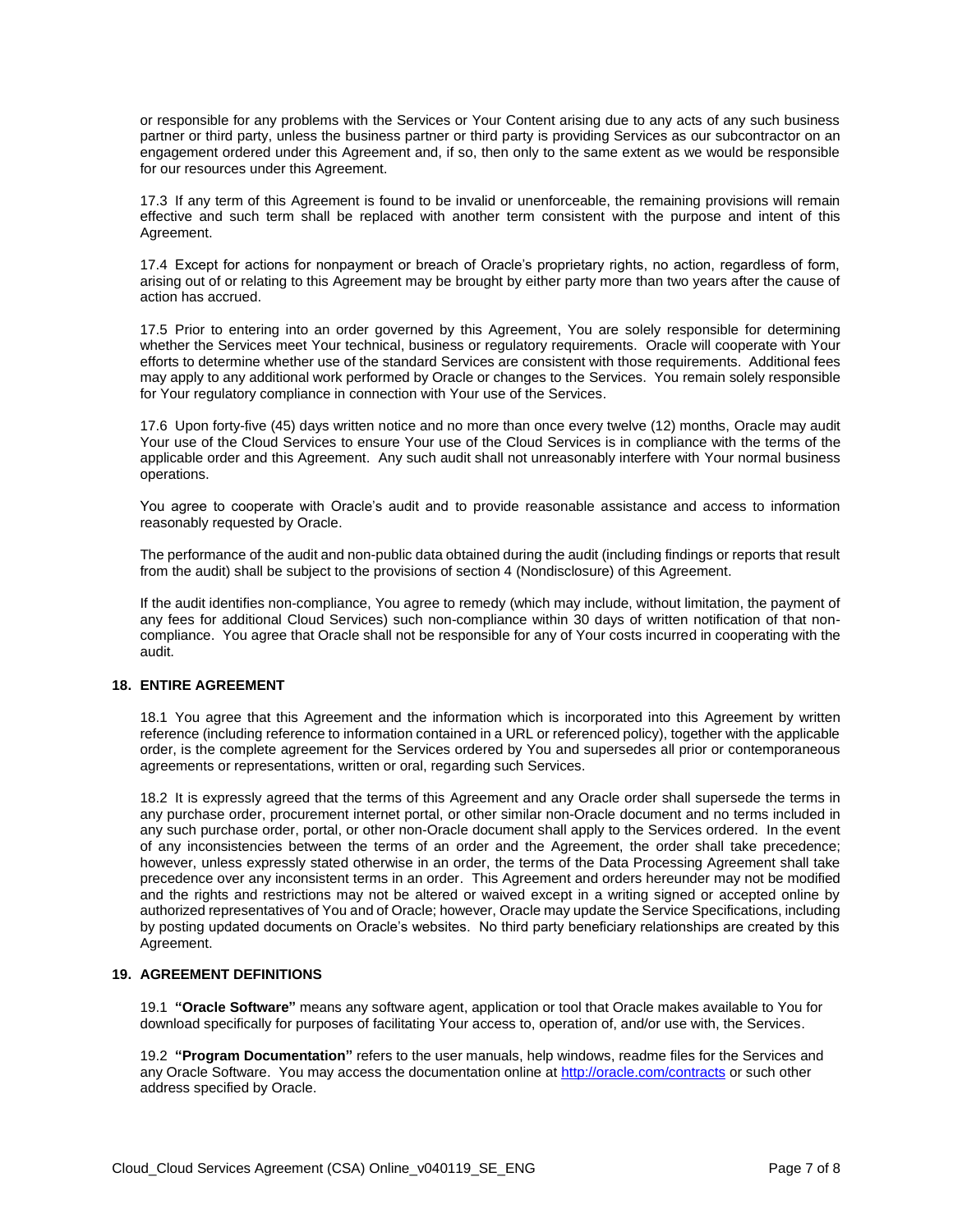or responsible for any problems with the Services or Your Content arising due to any acts of any such business partner or third party, unless the business partner or third party is providing Services as our subcontractor on an engagement ordered under this Agreement and, if so, then only to the same extent as we would be responsible for our resources under this Agreement.

17.3 If any term of this Agreement is found to be invalid or unenforceable, the remaining provisions will remain effective and such term shall be replaced with another term consistent with the purpose and intent of this Agreement.

17.4 Except for actions for nonpayment or breach of Oracle's proprietary rights, no action, regardless of form, arising out of or relating to this Agreement may be brought by either party more than two years after the cause of action has accrued.

17.5 Prior to entering into an order governed by this Agreement, You are solely responsible for determining whether the Services meet Your technical, business or regulatory requirements. Oracle will cooperate with Your efforts to determine whether use of the standard Services are consistent with those requirements. Additional fees may apply to any additional work performed by Oracle or changes to the Services. You remain solely responsible for Your regulatory compliance in connection with Your use of the Services.

17.6 Upon forty-five (45) days written notice and no more than once every twelve (12) months, Oracle may audit Your use of the Cloud Services to ensure Your use of the Cloud Services is in compliance with the terms of the applicable order and this Agreement. Any such audit shall not unreasonably interfere with Your normal business operations.

You agree to cooperate with Oracle's audit and to provide reasonable assistance and access to information reasonably requested by Oracle.

The performance of the audit and non-public data obtained during the audit (including findings or reports that result from the audit) shall be subject to the provisions of section 4 (Nondisclosure) of this Agreement.

If the audit identifies non-compliance, You agree to remedy (which may include, without limitation, the payment of any fees for additional Cloud Services) such non-compliance within 30 days of written notification of that non-compliance. You agree that Oracle shall not be responsible for any of Your costs incurred in cooperating with the audit.

## 18. ENTIRE AGREEMENT

18.1 You agree that this Agreement and the information which is incorporated into this Agreement by written reference (including reference to information contained in a URL or referenced policy), together with the applicable order, is the complete agreement for the Services ordered by You and supersedes all prior or contemporaneous agreements or representations, written or oral, regarding such Services.

18.2 It is expressly agreed that the terms of this Agreement and any Oracle order shall supersede the terms in any purchase order, procurement internet portal, or other similar non-Oracle document and no terms included in any such purchase order, portal, or other non-Oracle document shall apply to the Services ordered. In the event of any inconsistencies between the terms of an order and the Agreement, the order shall take precedence; however, unless expressly stated otherwise in an order, the terms of the Data Processing Agreement shall take precedence over any inconsistent terms in an order. This Agreement and orders hereunder may not be modified and the rights and restrictions may not be altered or waived except in a writing signed or accepted online by authorized representatives of You and of Oracle; however, Oracle may update the Service Specifications, including by posting updated documents on Oracle's websites. No third party beneficiary relationships are created by this Agreement.

## 19. AGREEMENT DEFINITIONS

19.1 **"Oracle Software"** means any software agent, application or tool that Oracle makes available to You for download specifically for purposes of facilitating Your access to, operation of, and/or use with, the Services.

19.2 **"Program Documentation"** refers to the user manuals, help windows, readme files for the Services and any Oracle Software. You may access the documentation online at [http://oracle.com/contracts](http://oracle.com/contracts) or such other address specified by Oracle.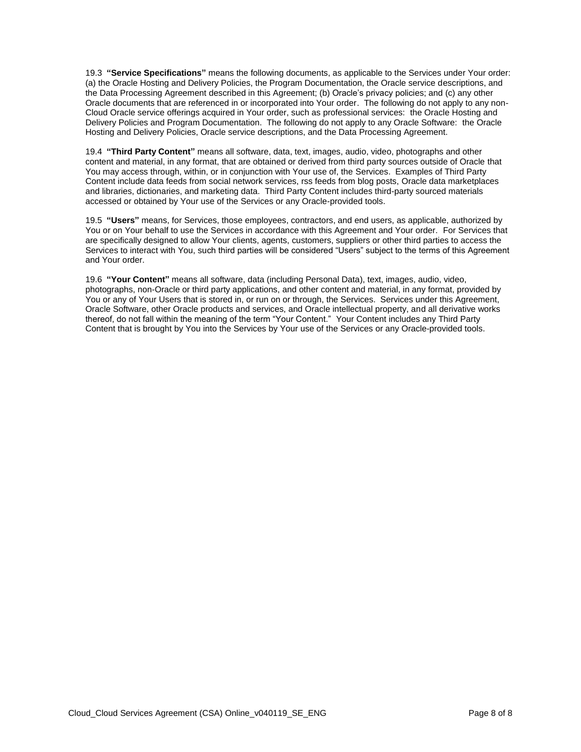19.3 **"Service Specifications"** means the following documents, as applicable to the Services under Your order: (a) the Oracle Hosting and Delivery Policies, the Program Documentation, the Oracle service descriptions, and the Data Processing Agreement described in this Agreement; (b) Oracle's privacy policies; and (c) any other Oracle documents that are referenced in or incorporated into Your order. The following do not apply to any non-Cloud Oracle service offerings acquired in Your order, such as professional services: the Oracle Hosting and Delivery Policies and Program Documentation. The following do not apply to any Oracle Software: the Oracle Hosting and Delivery Policies, Oracle service descriptions, and the Data Processing Agreement.

19.4 **"Third Party Content"** means all software, data, text, images, audio, video, photographs and other content and material, in any format, that are obtained or derived from third party sources outside of Oracle that You may access through, within, or in conjunction with Your use of, the Services. Examples of Third Party Content include data feeds from social network services, rss feeds from blog posts, Oracle data marketplaces and libraries, dictionaries, and marketing data. Third Party Content includes third-party sourced materials accessed or obtained by Your use of the Services or any Oracle-provided tools.

19.5 **"Users"** means, for Services, those employees, contractors, and end users, as applicable, authorized by You or on Your behalf to use the Services in accordance with this Agreement and Your order. For Services that are specifically designed to allow Your clients, agents, customers, suppliers or other third parties to access the Services to interact with You, such third parties will be considered "Users" subject to the terms of this Agreement and Your order.

19.6 **"Your Content"** means all software, data (including Personal Data), text, images, audio, video, photographs, non-Oracle or third party applications, and other content and material, in any format, provided by You or any of Your Users that is stored in, or run on or through, the Services. Services under this Agreement, Oracle Software, other Oracle products and services, and Oracle intellectual property, and all derivative works thereof, do not fall within the meaning of the term "Your Content." Your Content includes any Third Party Content that is brought by You into the Services by Your use of the Services or any Oracle-provided tools.